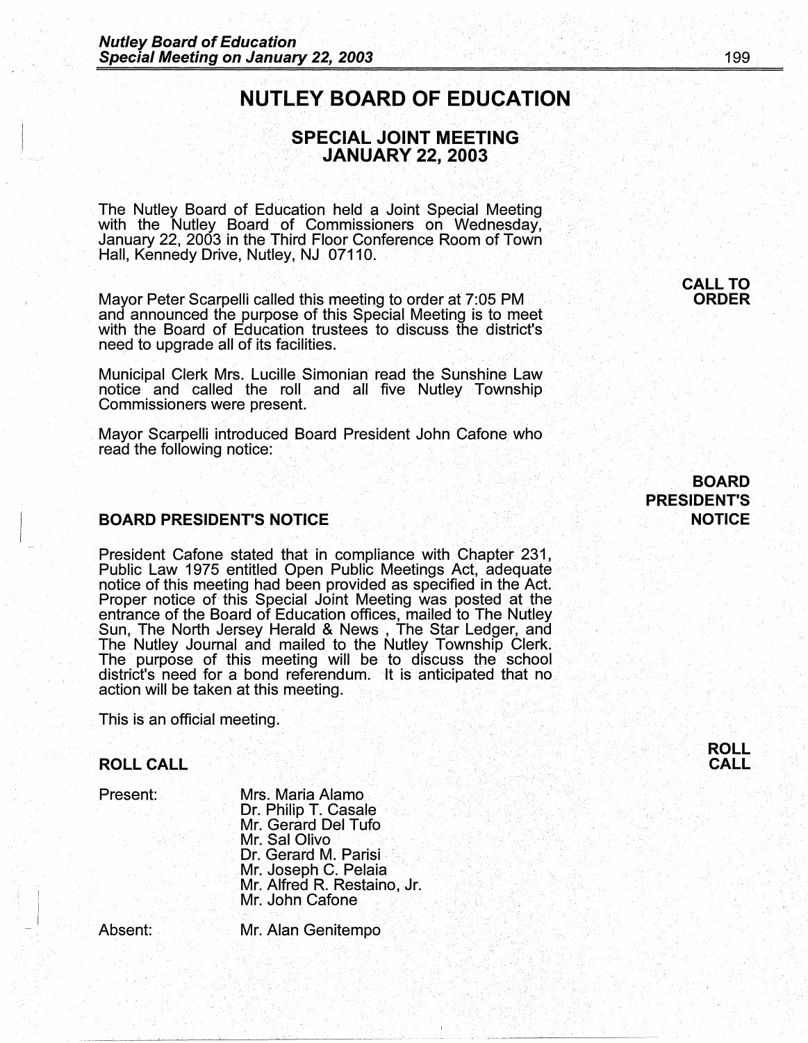# NUTLEY BOARD OF EDUCATION

## SPECIAL JOINT MEETING JANUARY 22, 2003

The Nutley Board of Education held a Joint Special Meeting with the Nutley Board of Commissioners on Wednesday, January 22, 2003 in the Third Floor Conference Room of Town Hall, Kennedy Drive, Nutley, NJ 07110.

**CALL TO ORDER**

Mayor Peter Scarpelli called this meeting to order at 7:05 PM and announced the purpose of this Special Meeting is to meet with the Board of Education trustees to discuss the district's need to upgrade all of its facilities.

Municipal Clerk Mrs. Lucille Simonian read the Sunshine Law notice and called the roll and all five Nutley Township Commissioners were present.

Mayor Scarpelli introduced Board President John Cafone who read the following notice:

### BOARD PRESIDENT'S NOTICE

President Cafone stated that in compliance with Chapter 231, Public Law 1975 entitled Open Public Meetings Act, adequate notice of this meeting had been provided as specified in the Act. Proper notice of this Special Joint Meeting was posted at the entrance of the Board of Education offices, mailed to The Nutley Sun, The North Jersey Herald & News , The Star Ledger, and The Nutley Journal and mailed to the Nutley Township Clerk. The purpose of this meeting will be to discuss the school district's need for a bond referendum. It is anticipated that no action will be taken at this meeting.

This is an official meeting.

### ROLL CALL

Present:

- Mrs. Maria Alamo
- Dr. Philip T. Casale
- Mr. Gerard Del Tufo
- Mr. Sal Olivo
- Dr. Gerard M. Parisi
- Mr. Joseph C. Pelaia
- Mr. Alfred R. Restaino, Jr.
- Mr. John Cafone

Absent:

- Mr. Alan Genitempo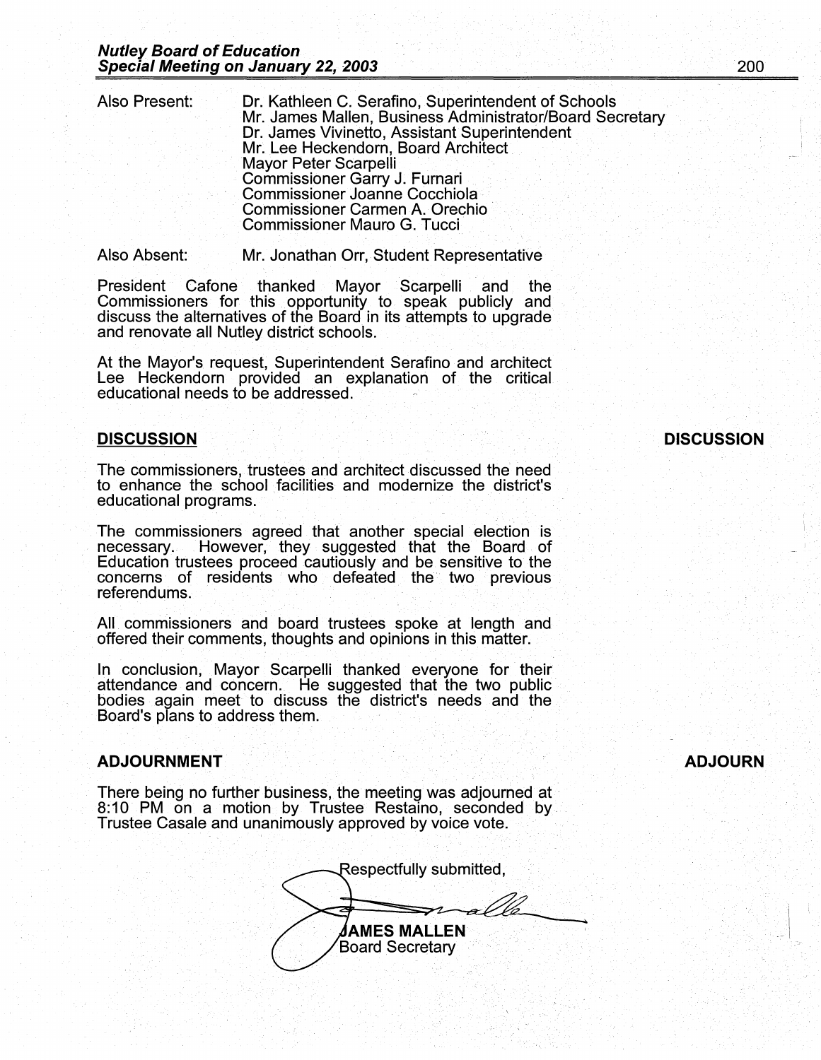Also Present: Dr. Kathleen C. Serafino, Superintendent of Schools
Mr. James Mallen, Business Administrator/Board Secretary
Dr. James Vivinetto, Assistant Superintendent
Mr. Lee Heckendorn, Board Architect
Mayor Peter Scarpelli
Commissioner Garry J. Furnari
Commissioner Joanne Cocchiola
Commissioner Carmen A. Orechio
Commissioner Mauro G. Tucci

Also Absent: Mr. Jonathan Orr, Student Representative

President Cafone thanked Mayor Scarpelli and the Commissioners for this opportunity to speak publicly and discuss the alternatives of the Board in its attempts to upgrade and renovate all Nutley district schools.

At the Mayor's request, Superintendent Serafino and architect Lee Heckendorn provided an explanation of the critical educational needs to be addressed.

## DISCUSSION

**DISCUSSION**

The commissioners, trustees and architect discussed the need to enhance the school facilities and modernize the district's educational programs.

The commissioners agreed that another special election is necessary. However, they suggested that the Board of Education trustees proceed cautiously and be sensitive to the concerns of residents who defeated the two previous referendums.

All commissioners and board trustees spoke at length and offered their comments, thoughts and opinions in this matter.

In conclusion, Mayor Scarpelli thanked everyone for their attendance and concern. He suggested that the two public bodies again meet to discuss the district's needs and the Board's plans to address them.

## ADJOURNMENT

**ADJOURN**

There being no further business, the meeting was adjourned at 8:10 PM on a motion by Trustee Restaino, seconded by Trustee Casale and unanimously approved by voice vote.

Respectfully submitted,

JAMES MALLEN
Board Secretary